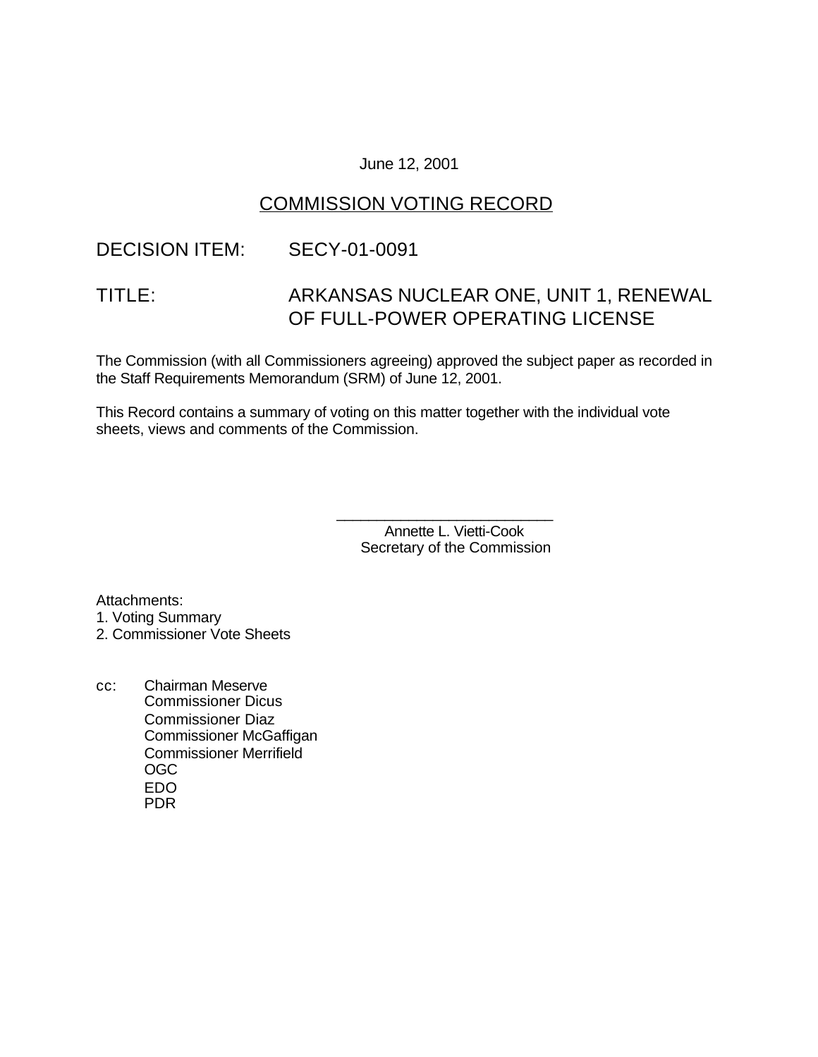June 12, 2001

## COMMISSION VOTING RECORD

DECISION ITEM: SECY-01-0091

TITLE: ARKANSAS NUCLEAR ONE, UNIT 1, RENEWAL OF FULL-POWER OPERATING LICENSE

The Commission (with all Commissioners agreeing) approved the subject paper as recorded in the Staff Requirements Memorandum (SRM) of June 12, 2001.

This Record contains a summary of voting on this matter together with the individual vote sheets, views and comments of the Commission.

\_\_\_\_\_\_\_\_\_\_\_\_\_\_\_\_\_\_\_\_\_\_\_\_\_\_\_
Annette L. Vietti-Cook
Secretary of the Commission

Attachments:
1. Voting Summary
2. Commissioner Vote Sheets

cc: Chairman Meserve
Commissioner Dicus
Commissioner Diaz
Commissioner McGaffigan
Commissioner Merrifield
OGC
EDO
PDR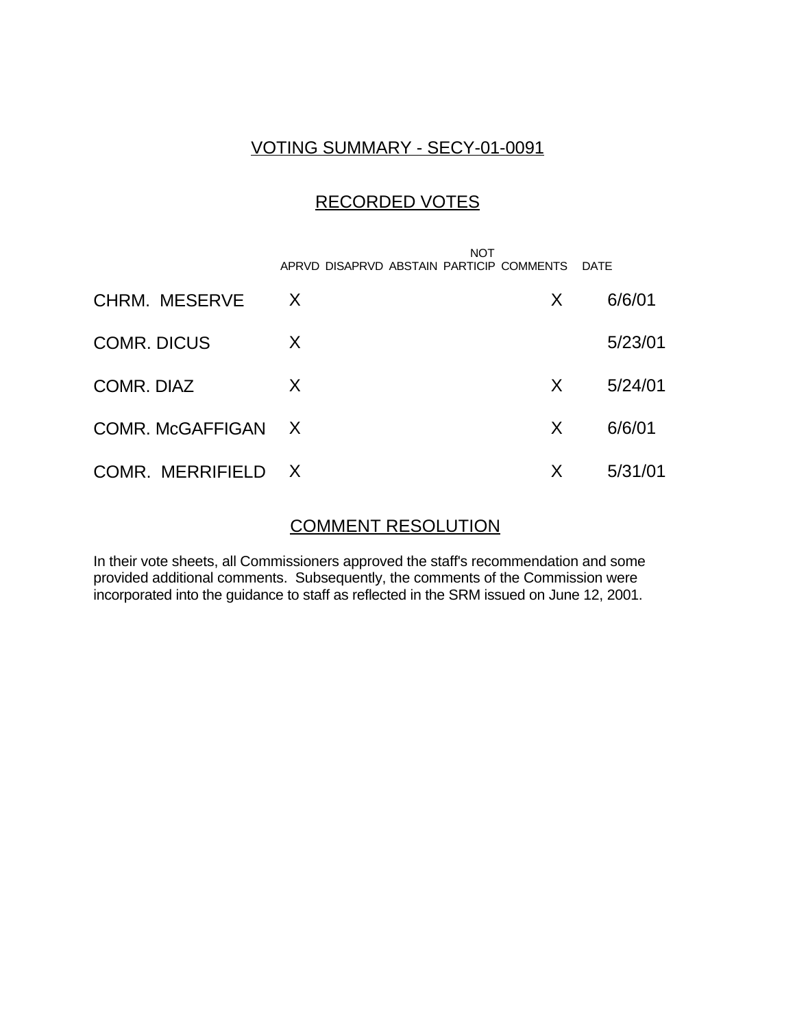## VOTING SUMMARY - SECY-01-0091

## RECORDED VOTES

| | APRVD | DISAPRVD | ABSTAIN | NOT PARTICIP | COMMENTS | DATE |
|---|---|---|---|---|---|---|
| CHRM. MESERVE | X | | | | X | 6/6/01 |
| COMR. DICUS | X | | | | | 5/23/01 |
| COMR. DIAZ | X | | | | X | 5/24/01 |
| COMR. McGAFFIGAN | X | | | | X | 6/6/01 |
| COMR. MERRIFIELD | X | | | | X | 5/31/01 |

## COMMENT RESOLUTION

In their vote sheets, all Commissioners approved the staff's recommendation and some provided additional comments. Subsequently, the comments of the Commission were incorporated into the guidance to staff as reflected in the SRM issued on June 12, 2001.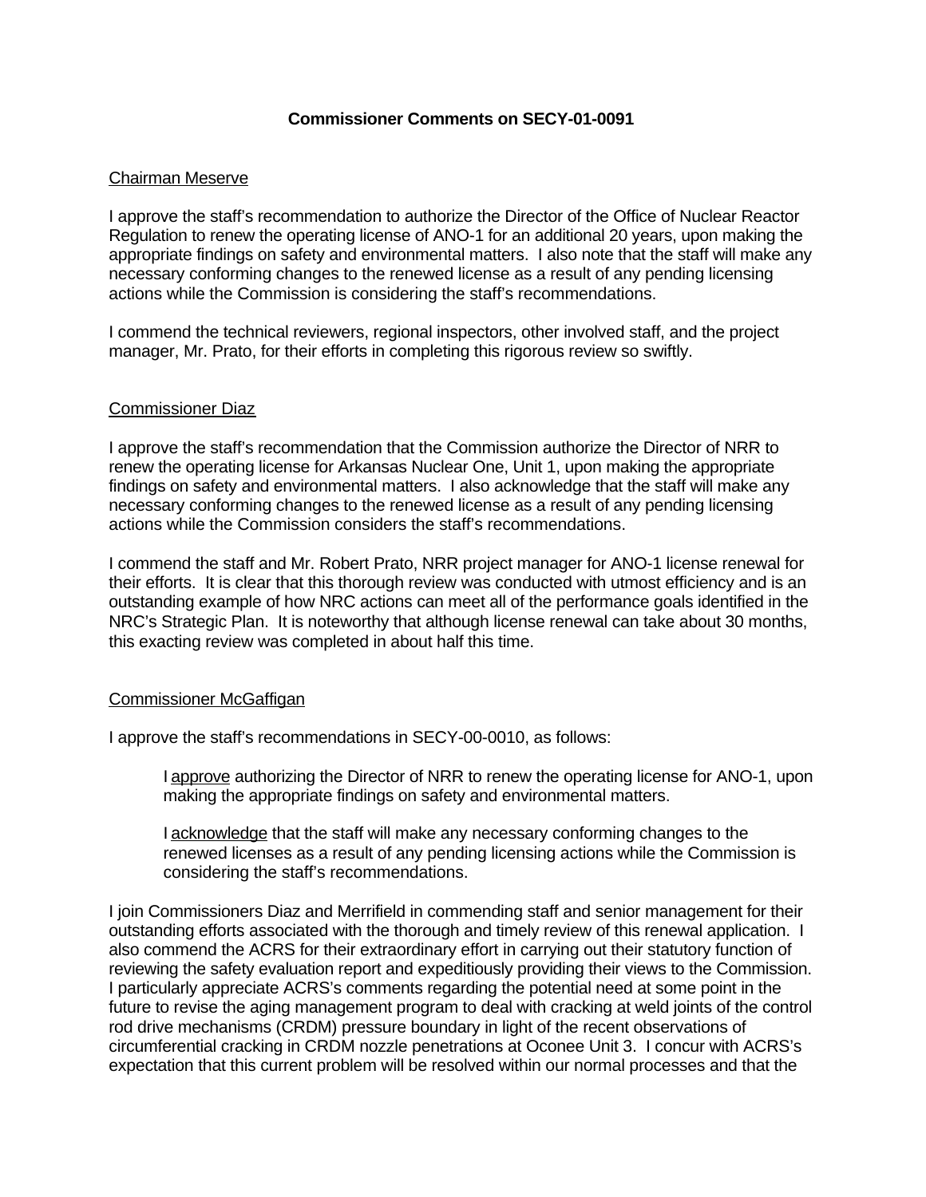**Commissioner Comments on SECY-01-0091**

Chairman Meserve

I approve the staff's recommendation to authorize the Director of the Office of Nuclear Reactor Regulation to renew the operating license of ANO-1 for an additional 20 years, upon making the appropriate findings on safety and environmental matters. I also note that the staff will make any necessary conforming changes to the renewed license as a result of any pending licensing actions while the Commission is considering the staff's recommendations.

I commend the technical reviewers, regional inspectors, other involved staff, and the project manager, Mr. Prato, for their efforts in completing this rigorous review so swiftly.

Commissioner Diaz

I approve the staff's recommendation that the Commission authorize the Director of NRR to renew the operating license for Arkansas Nuclear One, Unit 1, upon making the appropriate findings on safety and environmental matters. I also acknowledge that the staff will make any necessary conforming changes to the renewed license as a result of any pending licensing actions while the Commission considers the staff's recommendations.

I commend the staff and Mr. Robert Prato, NRR project manager for ANO-1 license renewal for their efforts. It is clear that this thorough review was conducted with utmost efficiency and is an outstanding example of how NRC actions can meet all of the performance goals identified in the NRC's Strategic Plan. It is noteworthy that although license renewal can take about 30 months, this exacting review was completed in about half this time.

Commissioner McGaffigan

I approve the staff's recommendations in SECY-00-0010, as follows:

> I approve authorizing the Director of NRR to renew the operating license for ANO-1, upon making the appropriate findings on safety and environmental matters.
>
> I acknowledge that the staff will make any necessary conforming changes to the renewed licenses as a result of any pending licensing actions while the Commission is considering the staff's recommendations.

I join Commissioners Diaz and Merrifield in commending staff and senior management for their outstanding efforts associated with the thorough and timely review of this renewal application. I also commend the ACRS for their extraordinary effort in carrying out their statutory function of reviewing the safety evaluation report and expeditiously providing their views to the Commission. I particularly appreciate ACRS's comments regarding the potential need at some point in the future to revise the aging management program to deal with cracking at weld joints of the control rod drive mechanisms (CRDM) pressure boundary in light of the recent observations of circumferential cracking in CRDM nozzle penetrations at Oconee Unit 3. I concur with ACRS's expectation that this current problem will be resolved within our normal processes and that the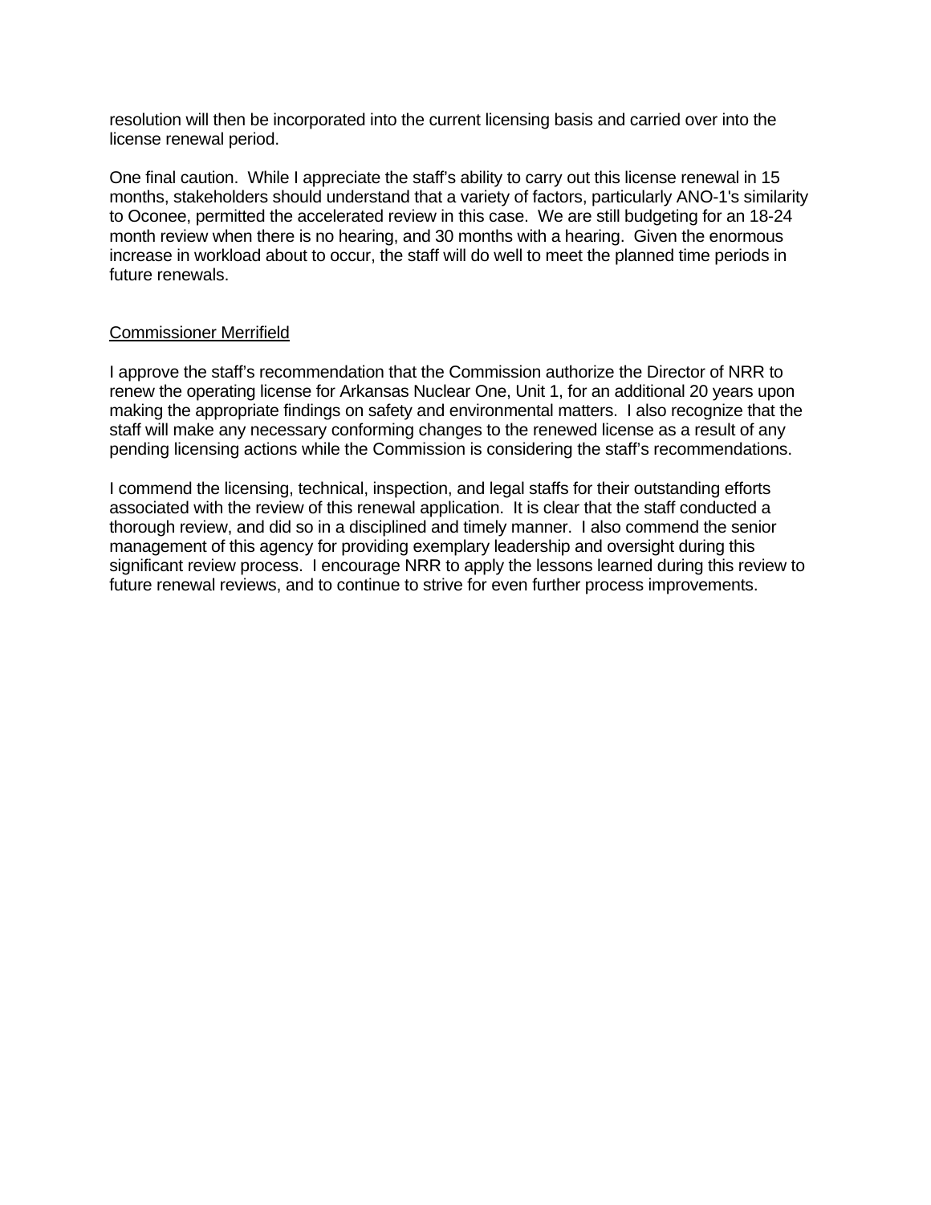resolution will then be incorporated into the current licensing basis and carried over into the license renewal period.

One final caution. While I appreciate the staff's ability to carry out this license renewal in 15 months, stakeholders should understand that a variety of factors, particularly ANO-1's similarity to Oconee, permitted the accelerated review in this case. We are still budgeting for an 18-24 month review when there is no hearing, and 30 months with a hearing. Given the enormous increase in workload about to occur, the staff will do well to meet the planned time periods in future renewals.

<u>Commissioner Merrifield</u>

I approve the staff's recommendation that the Commission authorize the Director of NRR to renew the operating license for Arkansas Nuclear One, Unit 1, for an additional 20 years upon making the appropriate findings on safety and environmental matters. I also recognize that the staff will make any necessary conforming changes to the renewed license as a result of any pending licensing actions while the Commission is considering the staff's recommendations.

I commend the licensing, technical, inspection, and legal staffs for their outstanding efforts associated with the review of this renewal application. It is clear that the staff conducted a thorough review, and did so in a disciplined and timely manner. I also commend the senior management of this agency for providing exemplary leadership and oversight during this significant review process. I encourage NRR to apply the lessons learned during this review to future renewal reviews, and to continue to strive for even further process improvements.